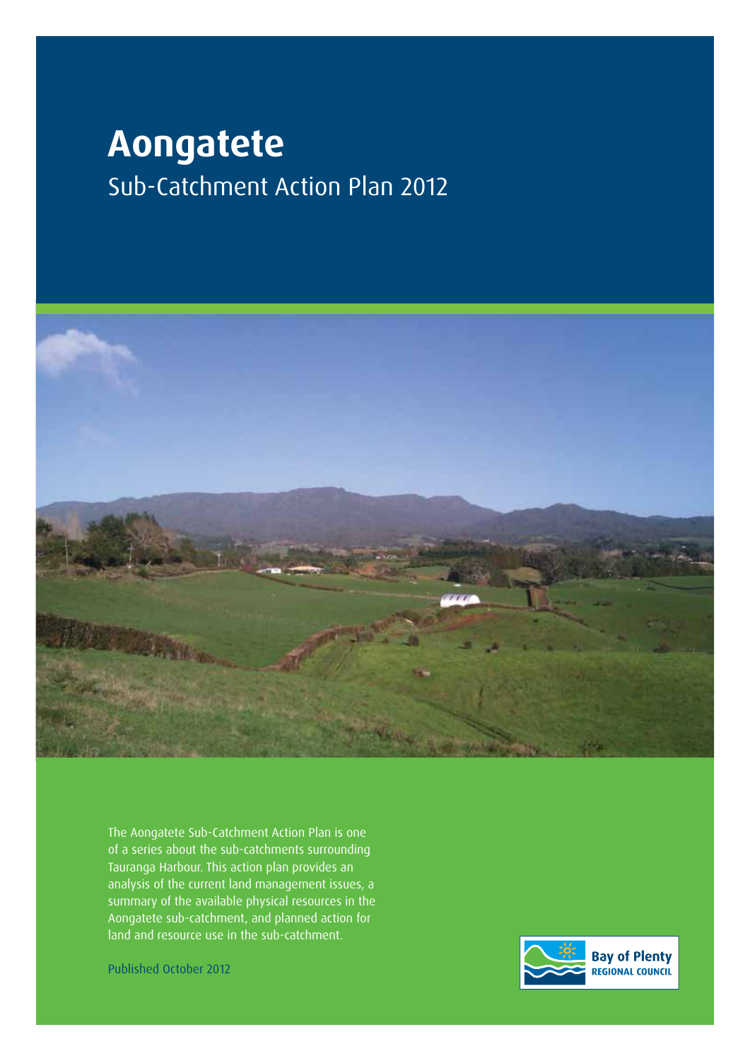# Aongatete

## Sub-Catchment Action Plan 2012

The Aongatete Sub-Catchment Action Plan is one of a series about the sub-catchments surrounding Tauranga Harbour. This action plan provides an analysis of the current land management issues, a summary of the available physical resources in the Aongatete sub-catchment, and planned action for land and resource use in the sub-catchment.

Published October 2012

Bay of Plenty REGIONAL COUNCIL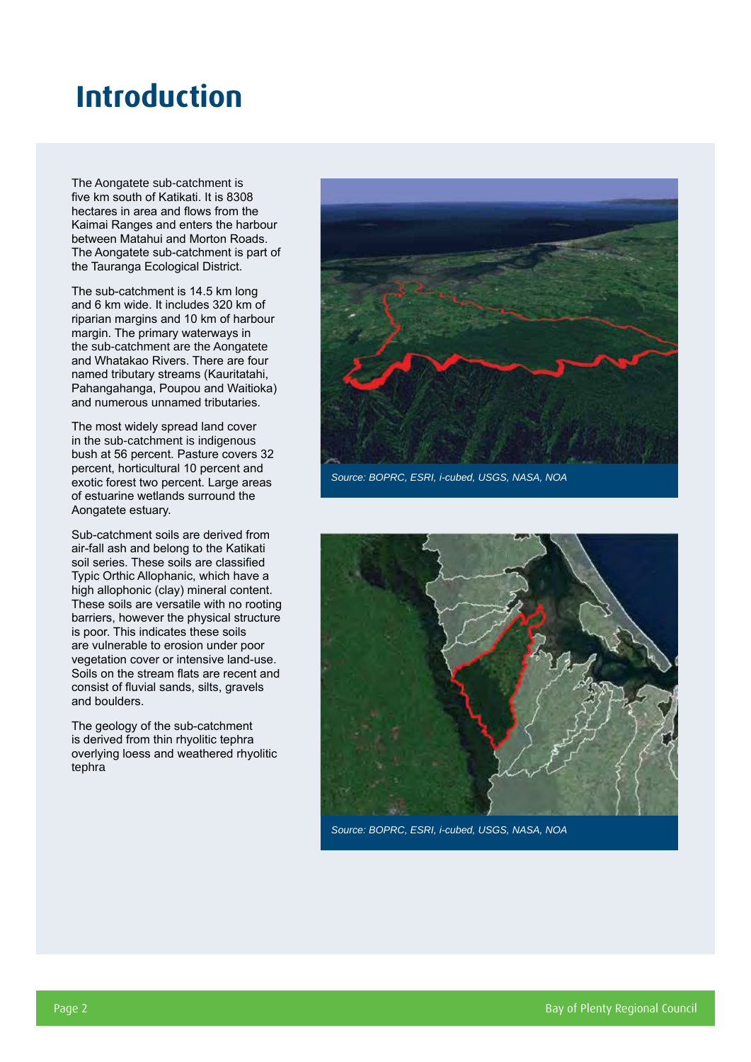# Introduction

The Aongatete sub-catchment is five km south of Katikati. It is 8308 hectares in area and flows from the Kaimai Ranges and enters the harbour between Matahui and Morton Roads. The Aongatete sub-catchment is part of the Tauranga Ecological District.

The sub-catchment is 14.5 km long and 6 km wide. It includes 320 km of riparian margins and 10 km of harbour margin. The primary waterways in the sub-catchment are the Aongatete and Whatakao Rivers. There are four named tributary streams (Kauritatahi, Pahangahanga, Poupou and Waitioka) and numerous unnamed tributaries.

The most widely spread land cover in the sub-catchment is indigenous bush at 56 percent. Pasture covers 32 percent, horticultural 10 percent and exotic forest two percent. Large areas of estuarine wetlands surround the Aongatete estuary.

Sub-catchment soils are derived from air-fall ash and belong to the Katikati soil series. These soils are classified Typic Orthic Allophanic, which have a high allophonic (clay) mineral content. These soils are versatile with no rooting barriers, however the physical structure is poor. This indicates these soils are vulnerable to erosion under poor vegetation cover or intensive land-use. Soils on the stream flats are recent and consist of fluvial sands, silts, gravels and boulders.

The geology of the sub-catchment is derived from thin rhyolitic tephra overlying loess and weathered rhyolitic tephra

*Source: BOPRC, ESRI, i-cubed, USGS, NASA, NOA*

*Source: BOPRC, ESRI, i-cubed, USGS, NASA, NOA*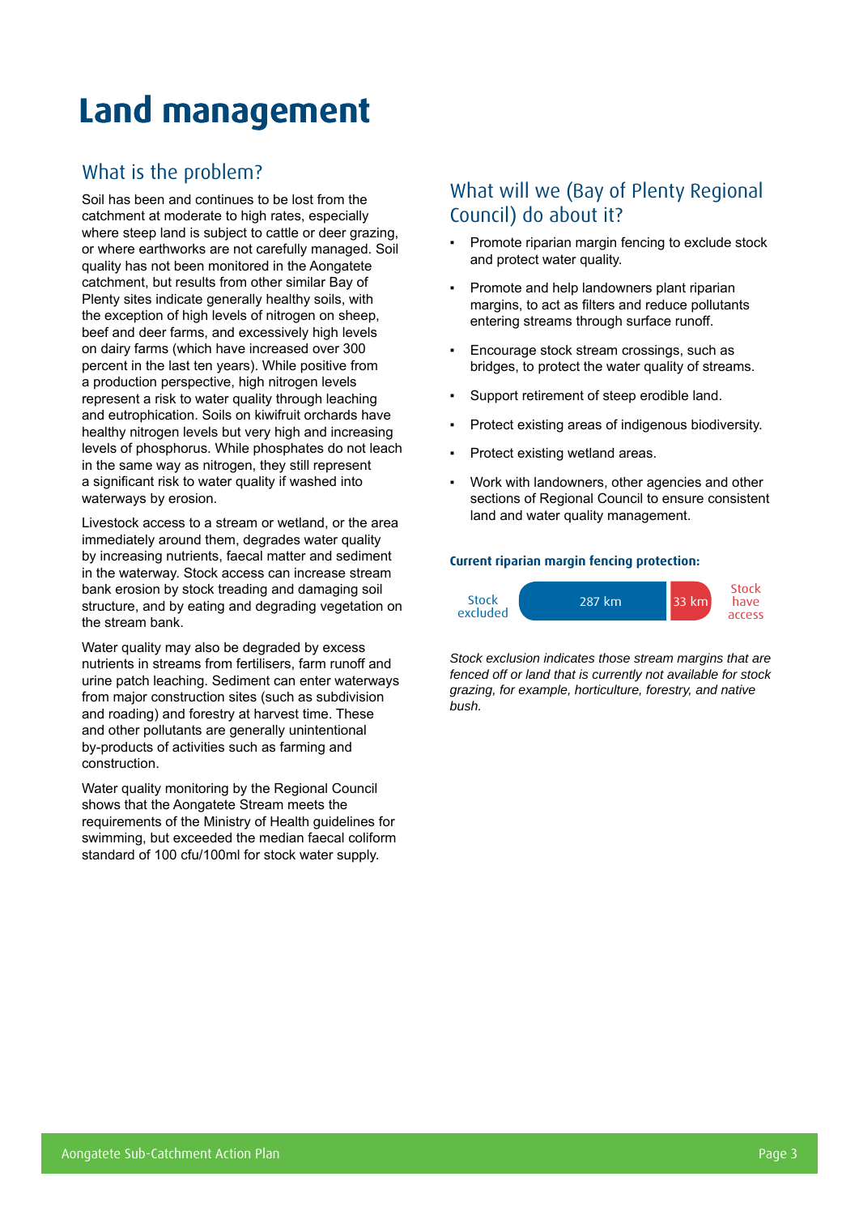# Land management

## What is the problem?

Soil has been and continues to be lost from the catchment at moderate to high rates, especially where steep land is subject to cattle or deer grazing, or where earthworks are not carefully managed. Soil quality has not been monitored in the Aongatete catchment, but results from other similar Bay of Plenty sites indicate generally healthy soils, with the exception of high levels of nitrogen on sheep, beef and deer farms, and excessively high levels on dairy farms (which have increased over 300 percent in the last ten years). While positive from a production perspective, high nitrogen levels represent a risk to water quality through leaching and eutrophication. Soils on kiwifruit orchards have healthy nitrogen levels but very high and increasing levels of phosphorus. While phosphates do not leach in the same way as nitrogen, they still represent a significant risk to water quality if washed into waterways by erosion.

Livestock access to a stream or wetland, or the area immediately around them, degrades water quality by increasing nutrients, faecal matter and sediment in the waterway. Stock access can increase stream bank erosion by stock treading and damaging soil structure, and by eating and degrading vegetation on the stream bank.

Water quality may also be degraded by excess nutrients in streams from fertilisers, farm runoff and urine patch leaching. Sediment can enter waterways from major construction sites (such as subdivision and roading) and forestry at harvest time. These and other pollutants are generally unintentional by-products of activities such as farming and construction.

Water quality monitoring by the Regional Council shows that the Aongatete Stream meets the requirements of the Ministry of Health guidelines for swimming, but exceeded the median faecal coliform standard of 100 cfu/100ml for stock water supply.

## What will we (Bay of Plenty Regional Council) do about it?

- Promote riparian margin fencing to exclude stock and protect water quality.
- Promote and help landowners plant riparian margins, to act as filters and reduce pollutants entering streams through surface runoff.
- Encourage stock stream crossings, such as bridges, to protect the water quality of streams.
- Support retirement of steep erodible land.
- Protect existing areas of indigenous biodiversity.
- Protect existing wetland areas.
- Work with landowners, other agencies and other sections of Regional Council to ensure consistent land and water quality management.

**Current riparian margin fencing protection:**

| Stock excluded | Stock have access |
|---|---|
| 287 km | 33 km |

*Stock exclusion indicates those stream margins that are fenced off or land that is currently not available for stock grazing, for example, horticulture, forestry, and native bush.*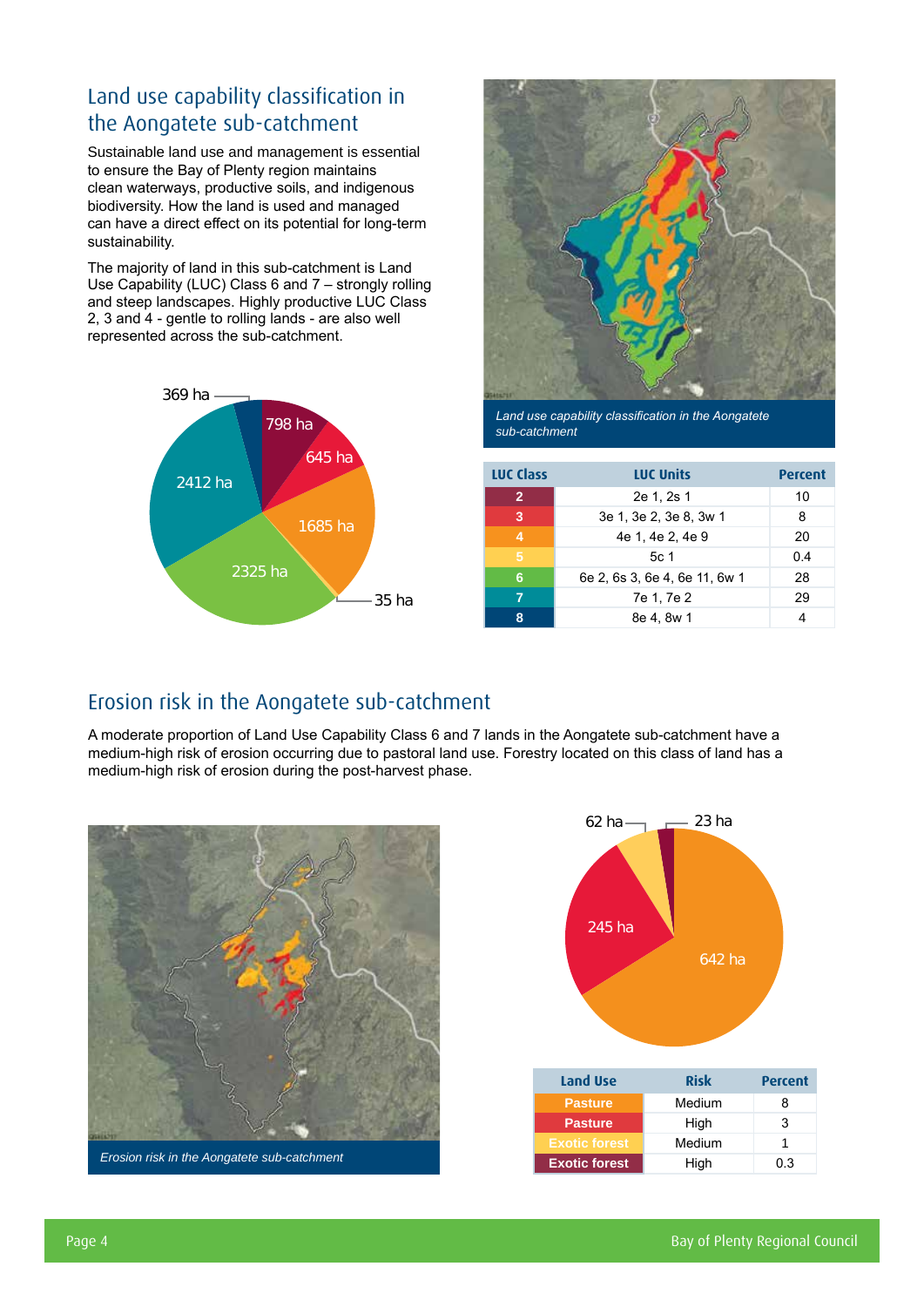## Land use capability classification in the Aongatete sub-catchment

Sustainable land use and management is essential to ensure the Bay of Plenty region maintains clean waterways, productive soils, and indigenous biodiversity. How the land is used and managed can have a direct effect on its potential for long-term sustainability.

The majority of land in this sub-catchment is Land Use Capability (LUC) Class 6 and 7 – strongly rolling and steep landscapes. Highly productive LUC Class 2, 3 and 4 - gentle to rolling lands - are also well represented across the sub-catchment.

*Land use capability classification in the Aongatete sub-catchment*

| LUC Class | LUC Units | Percent |
|---|---|---|
| 2 | 2e 1, 2s 1 | 10 |
| 3 | 3e 1, 3e 2, 3e 8, 3w 1 | 8 |
| 4 | 4e 1, 4e 2, 4e 9 | 20 |
| 5 | 5c 1 | 0.4 |
| 6 | 6e 2, 6s 3, 6e 4, 6e 11, 6w 1 | 28 |
| 7 | 7e 1, 7e 2 | 29 |
| 8 | 8e 4, 8w 1 | 4 |

## Erosion risk in the Aongatete sub-catchment

A moderate proportion of Land Use Capability Class 6 and 7 lands in the Aongatete sub-catchment have a medium-high risk of erosion occurring due to pastoral land use. Forestry located on this class of land has a medium-high risk of erosion during the post-harvest phase.

*Erosion risk in the Aongatete sub-catchment*

| Land Use | Risk | Percent |
|---|---|---|
| Pasture | Medium | 8 |
| Pasture | High | 3 |
| Exotic forest | Medium | 1 |
| Exotic forest | High | 0.3 |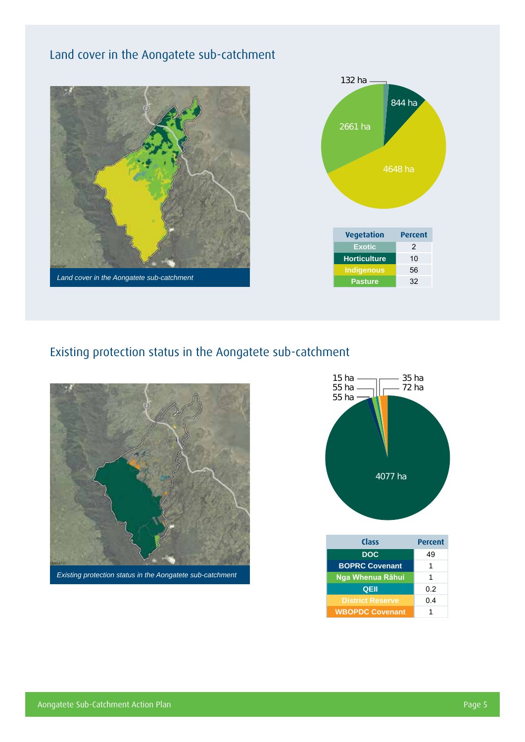## Land cover in the Aongatete sub-catchment

*Land cover in the Aongatete sub-catchment*

132 ha

844 ha

2661 ha

4648 ha

| Vegetation | Percent |
|---|---|
| Exotic | 2 |
| Horticulture | 10 |
| Indigenous | 56 |
| Pasture | 32 |

## Existing protection status in the Aongatete sub-catchment

*Existing protection status in the Aongatete sub-catchment*

15 ha

55 ha

55 ha

35 ha

72 ha

4077 ha

| Class | Percent |
|---|---|
| DOC | 49 |
| BOPRC Covenant | 1 |
| Nga Whenua Rāhui | 1 |
| QEII | 0.2 |
| District Reserve | 0.4 |
| WBOPDC Covenant | 1 |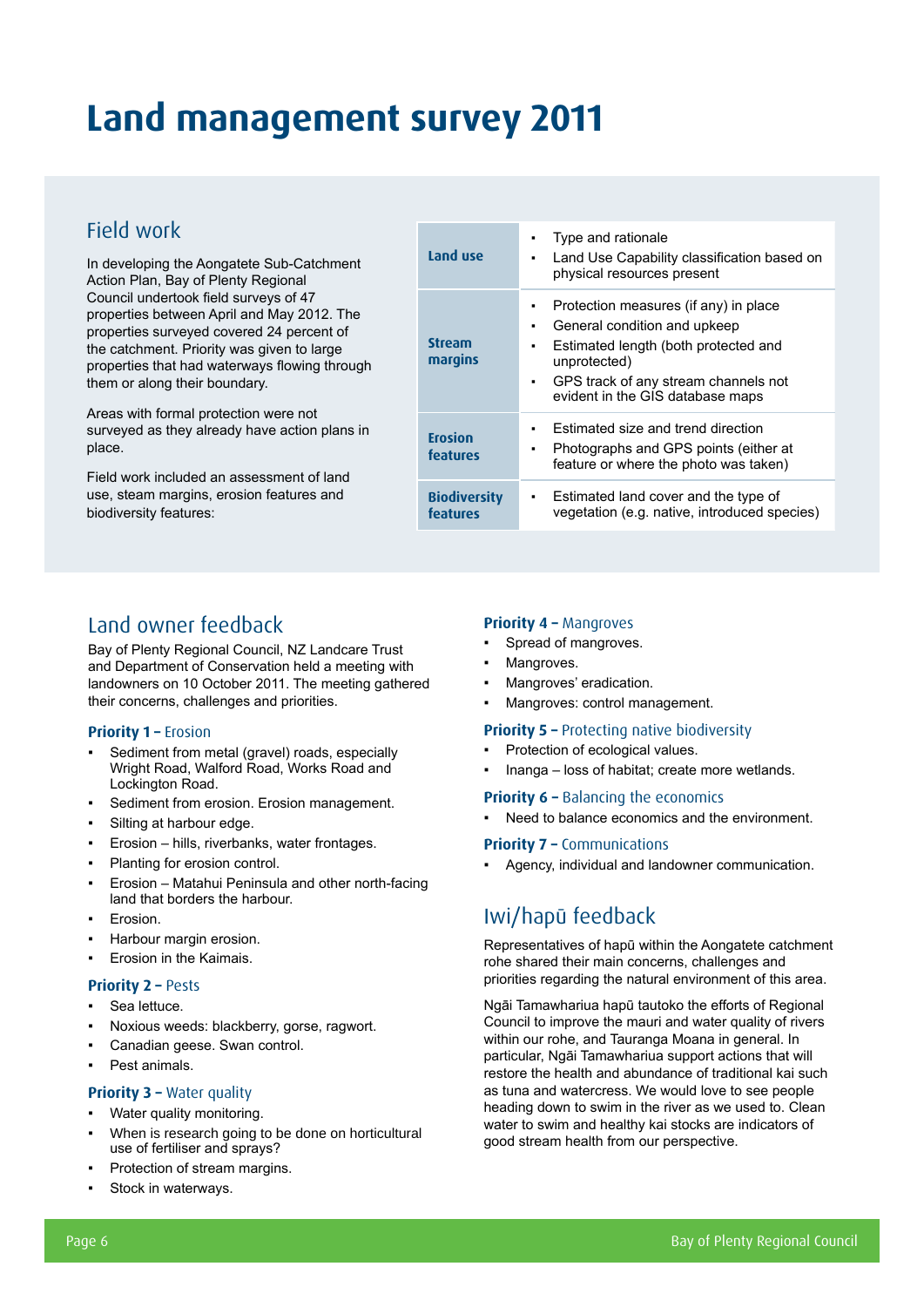# Land management survey 2011

## Field work

In developing the Aongatete Sub-Catchment Action Plan, Bay of Plenty Regional Council undertook field surveys of 47 properties between April and May 2012. The properties surveyed covered 24 percent of the catchment. Priority was given to large properties that had waterways flowing through them or along their boundary.

Areas with formal protection were not surveyed as they already have action plans in place.

Field work included an assessment of land use, steam margins, erosion features and biodiversity features:

| | |
|---|---|
| **Land use** | ▪ Type and rationale<br>▪ Land Use Capability classification based on physical resources present |
| **Stream margins** | ▪ Protection measures (if any) in place<br>▪ General condition and upkeep<br>▪ Estimated length (both protected and unprotected)<br>▪ GPS track of any stream channels not evident in the GIS database maps |
| **Erosion features** | ▪ Estimated size and trend direction<br>▪ Photographs and GPS points (either at feature or where the photo was taken) |
| **Biodiversity features** | ▪ Estimated land cover and the type of vegetation (e.g. native, introduced species) |

## Land owner feedback

Bay of Plenty Regional Council, NZ Landcare Trust and Department of Conservation held a meeting with landowners on 10 October 2011. The meeting gathered their concerns, challenges and priorities.

### Priority 1 – Erosion

- Sediment from metal (gravel) roads, especially Wright Road, Walford Road, Works Road and Lockington Road.
- Sediment from erosion. Erosion management.
- Silting at harbour edge.
- Erosion – hills, riverbanks, water frontages.
- Planting for erosion control.
- Erosion – Matahui Peninsula and other north-facing land that borders the harbour.
- Erosion.
- Harbour margin erosion.
- Erosion in the Kaimais.

### Priority 2 – Pests

- Sea lettuce.
- Noxious weeds: blackberry, gorse, ragwort.
- Canadian geese. Swan control.
- Pest animals.

### Priority 3 – Water quality

- Water quality monitoring.
- When is research going to be done on horticultural use of fertiliser and sprays?
- Protection of stream margins.
- Stock in waterways.

### Priority 4 – Mangroves

- Spread of mangroves.
- Mangroves.
- Mangroves' eradication.
- Mangroves: control management.

### Priority 5 – Protecting native biodiversity

- Protection of ecological values.
- Inanga – loss of habitat; create more wetlands.

### Priority 6 – Balancing the economics

- Need to balance economics and the environment.

### Priority 7 – Communications

- Agency, individual and landowner communication.

## Iwi/hapū feedback

Representatives of hapū within the Aongatete catchment rohe shared their main concerns, challenges and priorities regarding the natural environment of this area.

Ngāi Tamawhariua hapū tautoko the efforts of Regional Council to improve the mauri and water quality of rivers within our rohe, and Tauranga Moana in general. In particular, Ngāi Tamawhariua support actions that will restore the health and abundance of traditional kai such as tuna and watercress. We would love to see people heading down to swim in the river as we used to. Clean water to swim and healthy kai stocks are indicators of good stream health from our perspective.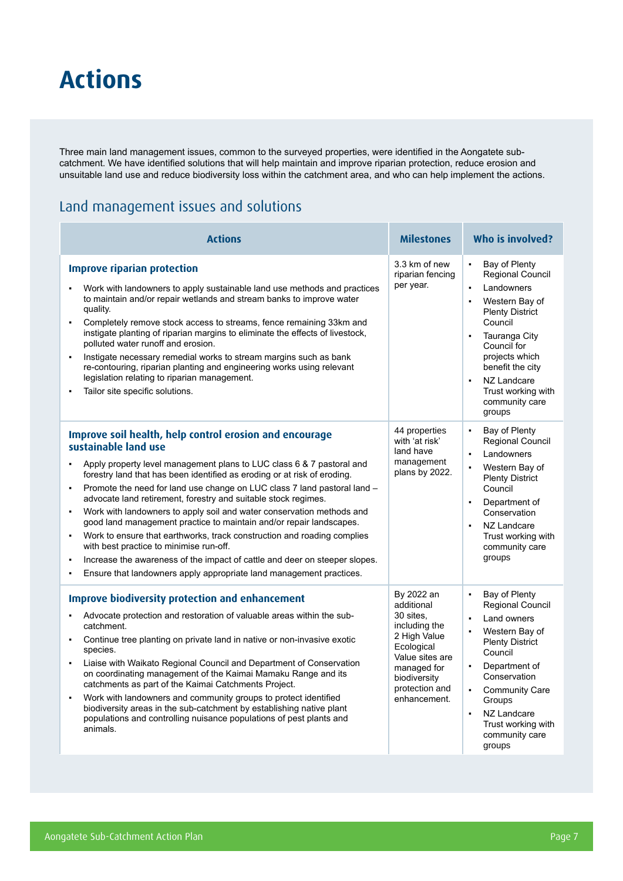# Actions

Three main land management issues, common to the surveyed properties, were identified in the Aongatete sub-catchment. We have identified solutions that will help maintain and improve riparian protection, reduce erosion and unsuitable land use and reduce biodiversity loss within the catchment area, and who can help implement the actions.

## Land management issues and solutions

| Actions | Milestones | Who is involved? |
|---|---|---|
| **Improve riparian protection**<br><br>▪ Work with landowners to apply sustainable land use methods and practices to maintain and/or repair wetlands and stream banks to improve water quality.<br>▪ Completely remove stock access to streams, fence remaining 33km and instigate planting of riparian margins to eliminate the effects of livestock, polluted water runoff and erosion.<br>▪ Instigate necessary remedial works to stream margins such as bank re-contouring, riparian planting and engineering works using relevant legislation relating to riparian management.<br>▪ Tailor site specific solutions. | 3.3 km of new riparian fencing per year. | ▪ Bay of Plenty Regional Council<br>▪ Landowners<br>▪ Western Bay of Plenty District Council<br>▪ Tauranga City Council for projects which benefit the city<br>▪ NZ Landcare Trust working with community care groups |
| **Improve soil health, help control erosion and encourage sustainable land use**<br><br>▪ Apply property level management plans to LUC class 6 & 7 pastoral and forestry land that has been identified as eroding or at risk of eroding.<br>▪ Promote the need for land use change on LUC class 7 land pastoral land – advocate land retirement, forestry and suitable stock regimes.<br>▪ Work with landowners to apply soil and water conservation methods and good land management practice to maintain and/or repair landscapes.<br>▪ Work to ensure that earthworks, track construction and roading complies with best practice to minimise run-off.<br>▪ Increase the awareness of the impact of cattle and deer on steeper slopes.<br>▪ Ensure that landowners apply appropriate land management practices. | 44 properties with 'at risk' land have management plans by 2022. | ▪ Bay of Plenty Regional Council<br>▪ Landowners<br>▪ Western Bay of Plenty District Council<br>▪ Department of Conservation<br>▪ NZ Landcare Trust working with community care groups |
| **Improve biodiversity protection and enhancement**<br><br>▪ Advocate protection and restoration of valuable areas within the sub-catchment.<br>▪ Continue tree planting on private land in native or non-invasive exotic species.<br>▪ Liaise with Waikato Regional Council and Department of Conservation on coordinating management of the Kaimai Mamaku Range and its catchments as part of the Kaimai Catchments Project.<br>▪ Work with landowners and community groups to protect identified biodiversity areas in the sub-catchment by establishing native plant populations and controlling nuisance populations of pest plants and animals. | By 2022 an additional 30 sites, including the 2 High Value Ecological Value sites are managed for biodiversity protection and enhancement. | ▪ Bay of Plenty Regional Council<br>▪ Land owners<br>▪ Western Bay of Plenty District Council<br>▪ Department of Conservation<br>▪ Community Care Groups<br>▪ NZ Landcare Trust working with community care groups |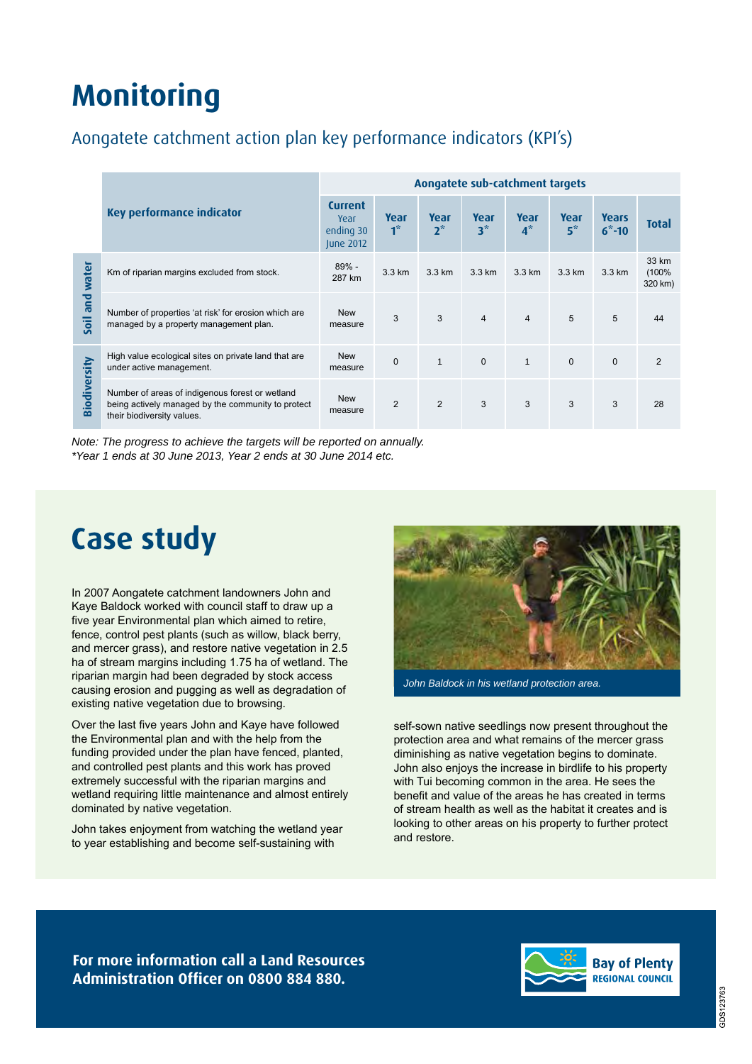# Monitoring

## Aongatete catchment action plan key performance indicators (KPI's)

| | Key performance indicator | Aongatete sub-catchment targets | | | | | | | |
|---|---|---|---|---|---|---|---|---|---|
| | | Current Year ending 30 June 2012 | Year 1* | Year 2* | Year 3* | Year 4* | Year 5* | Years 6*-10 | Total |
| Soil and water | Km of riparian margins excluded from stock. | 89% - 287 km | 3.3 km | 3.3 km | 3.3 km | 3.3 km | 3.3 km | 3.3 km | 33 km (100% 320 km) |
| Soil and water | Number of properties 'at risk' for erosion which are managed by a property management plan. | New measure | 3 | 3 | 4 | 4 | 5 | 5 | 44 |
| Biodiversity | High value ecological sites on private land that are under active management. | New measure | 0 | 1 | 0 | 1 | 0 | 0 | 2 |
| Biodiversity | Number of areas of indigenous forest or wetland being actively managed by the community to protect their biodiversity values. | New measure | 2 | 2 | 3 | 3 | 3 | 3 | 28 |

*Note: The progress to achieve the targets will be reported on annually.*
*\*Year 1 ends at 30 June 2013, Year 2 ends at 30 June 2014 etc.*

# Case study

In 2007 Aongatete catchment landowners John and Kaye Baldock worked with council staff to draw up a five year Environmental plan which aimed to retire, fence, control pest plants (such as willow, black berry, and mercer grass), and restore native vegetation in 2.5 ha of stream margins including 1.75 ha of wetland. The riparian margin had been degraded by stock access causing erosion and pugging as well as degradation of existing native vegetation due to browsing.

Over the last five years John and Kaye have followed the Environmental plan and with the help from the funding provided under the plan have fenced, planted, and controlled pest plants and this work has proved extremely successful with the riparian margins and wetland requiring little maintenance and almost entirely dominated by native vegetation.

John takes enjoyment from watching the wetland year to year establishing and become self-sustaining with self-sown native seedlings now present throughout the protection area and what remains of the mercer grass diminishing as native vegetation begins to dominate. John also enjoys the increase in birdlife to his property with Tui becoming common in the area. He sees the benefit and value of the areas he has created in terms of stream health as well as the habitat it creates and is looking to other areas on his property to further protect and restore.

*John Baldock in his wetland protection area.*

**For more information call a Land Resources Administration Officer on 0800 884 880.**

Bay of Plenty REGIONAL COUNCIL

GDS123763